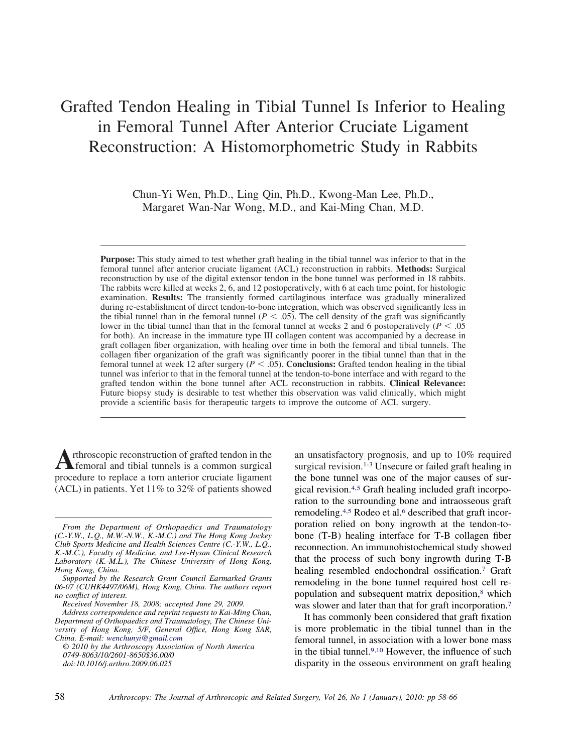# Grafted Tendon Healing in Tibial Tunnel Is Inferior to Healing in Femoral Tunnel After Anterior Cruciate Ligament Reconstruction: A Histomorphometric Study in Rabbits

Chun-Yi Wen, Ph.D., Ling Qin, Ph.D., Kwong-Man Lee, Ph.D., Margaret Wan-Nar Wong, M.D., and Kai-Ming Chan, M.D.

**Purpose:** This study aimed to test whether graft healing in the tibial tunnel was inferior to that in the femoral tunnel after anterior cruciate ligament (ACL) reconstruction in rabbits. **Methods:** Surgical reconstruction by use of the digital extensor tendon in the bone tunnel was performed in 18 rabbits. The rabbits were killed at weeks 2, 6, and 12 postoperatively, with 6 at each time point, for histologic examination. **Results:** The transiently formed cartilaginous interface was gradually mineralized during re-establishment of direct tendon-to-bone integration, which was observed significantly less in the tibial tunnel than in the femoral tunnel ($P < .05$). The cell density of the graft was significantly lower in the tibial tunnel than that in the femoral tunnel at weeks 2 and 6 postoperatively ($P < .05$ for both). An increase in the immature type III collagen content was accompanied by a decrease in graft collagen fiber organization, with healing over time in both the femoral and tibial tunnels. The collagen fiber organization of the graft was significantly poorer in the tibial tunnel than that in the femoral tunnel at week 12 after surgery ($P < .05$). **Conclusions:** Grafted tendon healing in the tibial tunnel was inferior to that in the femoral tunnel at the tendon-to-bone interface and with regard to the grafted tendon within the bone tunnel after ACL reconstruction in rabbits. **Clinical Relevance:** Future biopsy study is desirable to test whether this observation was valid clinically, which might provide a scientific basis for therapeutic targets to improve the outcome of ACL surgery.

Arthroscopic reconstruction of grafted tendon in the femoral and tibial tunnels is a common surgical procedure to replace a torn anterior cruciate ligament (ACL) in patients. Yet 11% to 32% of patients showed an unsatisfactory prognosis, and up to 10% required surgical revision.[1-3] Unsecure or failed graft healing in the bone tunnel was one of the major causes of surgical revision.[4,5] Graft healing included graft incorporation to the surrounding bone and intraosseous graft remodeling.[4,5] Rodeo et al.[6] described that graft incorporation relied on bony ingrowth at the tendon-to-bone (T-B) healing interface for T-B collagen fiber reconnection. An immunohistochemical study showed that the process of such bony ingrowth during T-B healing resembled endochondral ossification.[7] Graft remodeling in the bone tunnel required host cell repopulation and subsequent matrix deposition,[8] which was slower and later than that for graft incorporation.[7]

It has commonly been considered that graft fixation is more problematic in the tibial tunnel than in the femoral tunnel, in association with a lower bone mass in the tibial tunnel.[9,10] However, the influence of such disparity in the osseous environment on graft healing

*From the Department of Orthopaedics and Traumatology (C.-Y.W., L.Q., M.W.-N.W., K.-M.C.) and The Hong Kong Jockey Club Sports Medicine and Health Sciences Centre (C.-Y.W., L.Q., K.-M.C.), Faculty of Medicine, and Lee-Hysan Clinical Research Laboratory (K.-M.L.), The Chinese University of Hong Kong, Hong Kong, China.*

*Supported by the Research Grant Council Earmarked Grants 06-07 (CUHK4497/06M), Hong Kong, China. The authors report no conflict of interest.*

*Received November 18, 2008; accepted June 29, 2009.*

*Address correspondence and reprint requests to Kai-Ming Chan, Department of Orthopaedics and Traumatology, The Chinese University of Hong Kong, 5/F, General Office, Hong Kong SAR, China. E-mail: wenchunyi@gmail.com*

*© 2010 by the Arthroscopy Association of North America*
*0749-8063/10/2601-8650$36.00/0*
*doi:10.1016/j.arthro.2009.06.025*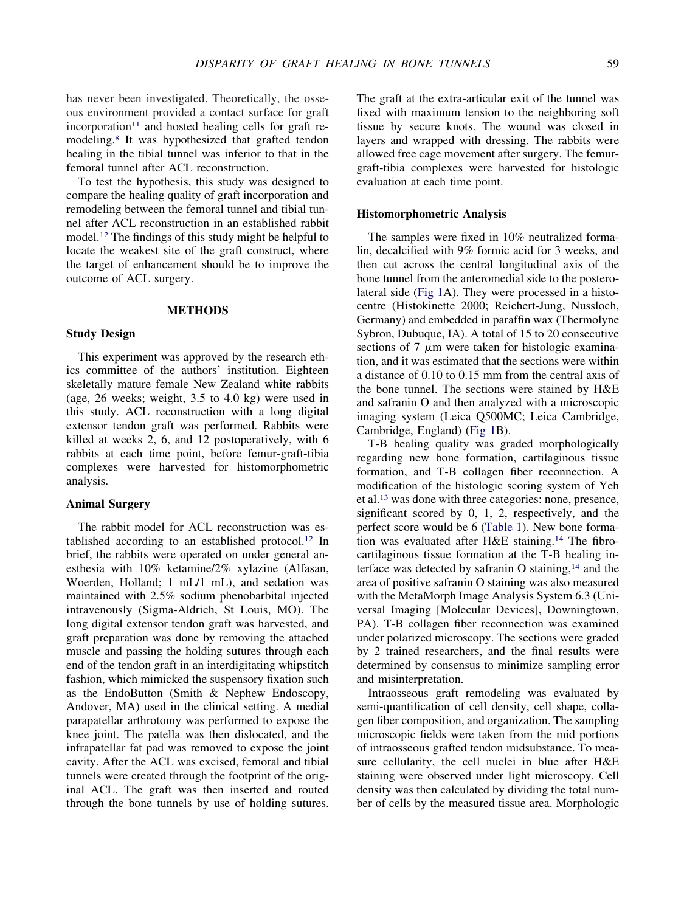has never been investigated. Theoretically, the osseous environment provided a contact surface for graft incorporation[11] and hosted healing cells for graft remodeling.[8] It was hypothesized that grafted tendon healing in the tibial tunnel was inferior to that in the femoral tunnel after ACL reconstruction.

To test the hypothesis, this study was designed to compare the healing quality of graft incorporation and remodeling between the femoral tunnel and tibial tunnel after ACL reconstruction in an established rabbit model.[12] The findings of this study might be helpful to locate the weakest site of the graft construct, where the target of enhancement should be to improve the outcome of ACL surgery.

## METHODS

### Study Design

This experiment was approved by the research ethics committee of the authors' institution. Eighteen skeletally mature female New Zealand white rabbits (age, 26 weeks; weight, 3.5 to 4.0 kg) were used in this study. ACL reconstruction with a long digital extensor tendon graft was performed. Rabbits were killed at weeks 2, 6, and 12 postoperatively, with 6 rabbits at each time point, before femur-graft-tibia complexes were harvested for histomorphometric analysis.

### Animal Surgery

The rabbit model for ACL reconstruction was established according to an established protocol.[12] In brief, the rabbits were operated on under general anesthesia with 10% ketamine/2% xylazine (Alfasan, Woerden, Holland; 1 mL/1 mL), and sedation was maintained with 2.5% sodium phenobarbital injected intravenously (Sigma-Aldrich, St Louis, MO). The long digital extensor tendon graft was harvested, and graft preparation was done by removing the attached muscle and passing the holding sutures through each end of the tendon graft in an interdigitating whipstitch fashion, which mimicked the suspensory fixation such as the EndoButton (Smith & Nephew Endoscopy, Andover, MA) used in the clinical setting. A medial parapatellar arthrotomy was performed to expose the knee joint. The patella was then dislocated, and the infrapatellar fat pad was removed to expose the joint cavity. After the ACL was excised, femoral and tibial tunnels were created through the footprint of the original ACL. The graft was then inserted and routed through the bone tunnels by use of holding sutures. The graft at the extra-articular exit of the tunnel was fixed with maximum tension to the neighboring soft tissue by secure knots. The wound was closed in layers and wrapped with dressing. The rabbits were allowed free cage movement after surgery. The femur-graft-tibia complexes were harvested for histologic evaluation at each time point.

### Histomorphometric Analysis

The samples were fixed in 10% neutralized formalin, decalcified with 9% formic acid for 3 weeks, and then cut across the central longitudinal axis of the bone tunnel from the anteromedial side to the posterolateral side (Fig 1A). They were processed in a histocentre (Histokinette 2000; Reichert-Jung, Nussloch, Germany) and embedded in paraffin wax (Thermolyne Sybron, Dubuque, IA). A total of 15 to 20 consecutive sections of 7 $\mu$m were taken for histologic examination, and it was estimated that the sections were within a distance of 0.10 to 0.15 mm from the central axis of the bone tunnel. The sections were stained by H&E and safranin O and then analyzed with a microscopic imaging system (Leica Q500MC; Leica Cambridge, Cambridge, England) (Fig 1B).

T-B healing quality was graded morphologically regarding new bone formation, cartilaginous tissue formation, and T-B collagen fiber reconnection. A modification of the histologic scoring system of Yeh et al.[13] was done with three categories: none, presence, significant scored by 0, 1, 2, respectively, and the perfect score would be 6 (Table 1). New bone formation was evaluated after H&E staining.[14] The fibrocartilaginous tissue formation at the T-B healing interface was detected by safranin O staining,[14] and the area of positive safranin O staining was also measured with the MetaMorph Image Analysis System 6.3 (Universal Imaging [Molecular Devices], Downingtown, PA). T-B collagen fiber reconnection was examined under polarized microscopy. The sections were graded by 2 trained researchers, and the final results were determined by consensus to minimize sampling error and misinterpretation.

Intraosseous graft remodeling was evaluated by semi-quantification of cell density, cell shape, collagen fiber composition, and organization. The sampling microscopic fields were taken from the mid portions of intraosseous grafted tendon midsubstance. To measure cellularity, the cell nuclei in blue after H&E staining were observed under light microscopy. Cell density was then calculated by dividing the total number of cells by the measured tissue area. Morphologic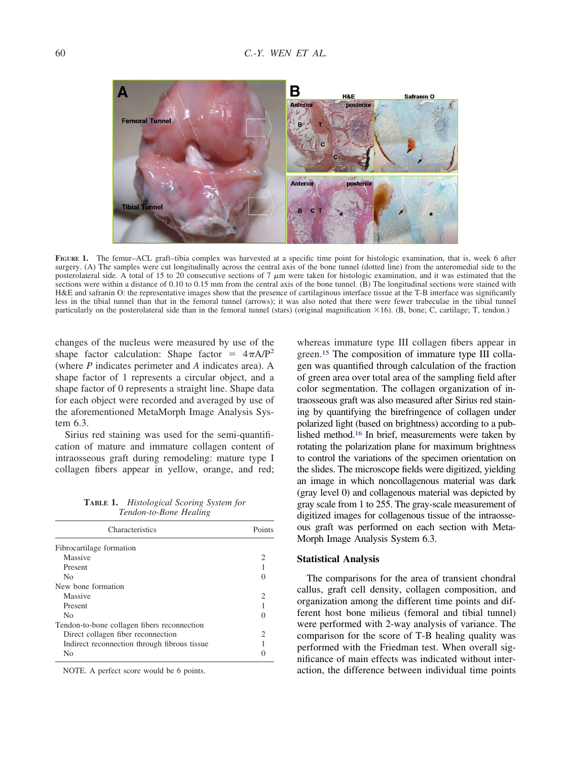**FIGURE 1.** The femur–ACL graft–tibia complex was harvested at a specific time point for histologic examination, that is, week 6 after surgery. (A) The samples were cut longitudinally across the central axis of the bone tunnel (dotted line) from the anteromedial side to the posterolateral side. A total of 15 to 20 consecutive sections of 7 $\mu$m were taken for histologic examination, and it was estimated that the sections were within a distance of 0.10 to 0.15 mm from the central axis of the bone tunnel. (B) The longitudinal sections were stained with H&E and safranin O: the representative images show that the presence of cartilaginous interface tissue at the T-B interface was significantly less in the tibial tunnel than that in the femoral tunnel (arrows); it was also noted that there were fewer trabeculae in the tibial tunnel particularly on the posterolateral side than in the femoral tunnel (stars) (original magnification ×16). (B, bone; C, cartilage; T, tendon.)

changes of the nucleus were measured by use of the shape factor calculation: Shape factor $= 4\pi A/P^2$ (where *P* indicates perimeter and *A* indicates area). A shape factor of 1 represents a circular object, and a shape factor of 0 represents a straight line. Shape data for each object were recorded and averaged by use of the aforementioned MetaMorph Image Analysis System 6.3.

Sirius red staining was used for the semi-quantification of mature and immature collagen content of intraosseous graft during remodeling: mature type I collagen fibers appear in yellow, orange, and red; whereas immature type III collagen fibers appear in green.[15] The composition of immature type III collagen was quantified through calculation of the fraction of green area over total area of the sampling field after color segmentation. The collagen organization of intraosseous graft was also measured after Sirius red staining by quantifying the birefringence of collagen under polarized light (based on brightness) according to a published method.[16] In brief, measurements were taken by rotating the polarization plane for maximum brightness to control the variations of the specimen orientation on the slides. The microscope fields were digitized, yielding an image in which noncollagenous material was dark (gray level 0) and collagenous material was depicted by gray scale from 1 to 255. The gray-scale measurement of digitized images for collagenous tissue of the intraosseous graft was performed on each section with MetaMorph Image Analysis System 6.3.

**TABLE 1.** *Histological Scoring System for Tendon-to-Bone Healing*

| Characteristics | Points |
|---|---|
| Fibrocartilage formation | |
| Massive | 2 |
| Present | 1 |
| No | 0 |
| New bone formation | |
| Massive | 2 |
| Present | 1 |
| No | 0 |
| Tendon-to-bone collagen fibers reconnection | |
| Direct collagen fiber reconnection | 2 |
| Indirect reconnection through fibrous tissue | 1 |
| No | 0 |

NOTE. A perfect score would be 6 points.

### Statistical Analysis

The comparisons for the area of transient chondral callus, graft cell density, collagen composition, and organization among the different time points and different host bone milieus (femoral and tibial tunnel) were performed with 2-way analysis of variance. The comparison for the score of T-B healing quality was performed with the Friedman test. When overall significance of main effects was indicated without interaction, the difference between individual time points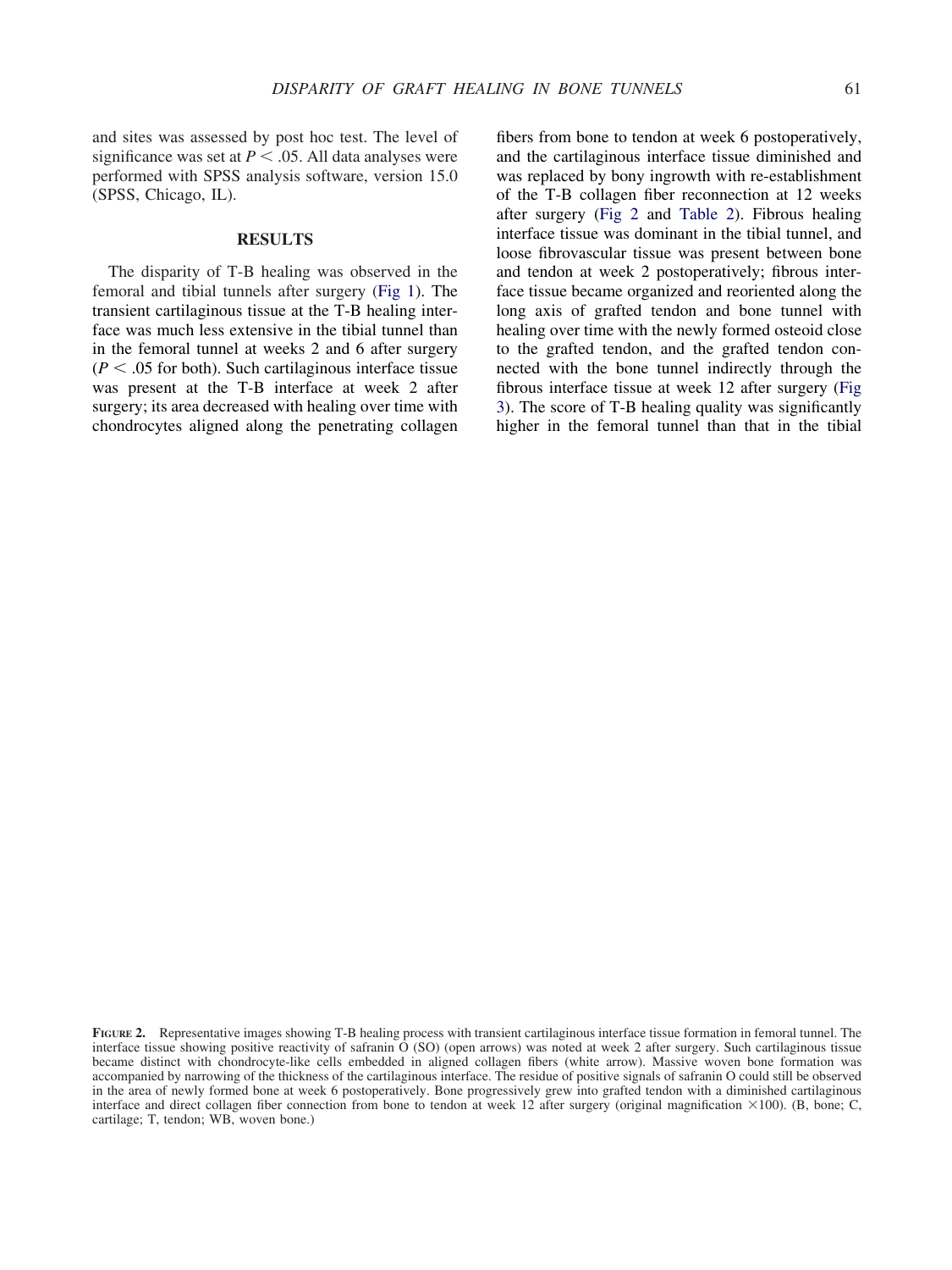and sites was assessed by post hoc test. The level of significance was set at $P < .05$. All data analyses were performed with SPSS analysis software, version 15.0 (SPSS, Chicago, IL).

## RESULTS

The disparity of T-B healing was observed in the femoral and tibial tunnels after surgery (Fig 1). The transient cartilaginous tissue at the T-B healing interface was much less extensive in the tibial tunnel than in the femoral tunnel at weeks 2 and 6 after surgery ($P < .05$ for both). Such cartilaginous interface tissue was present at the T-B interface at week 2 after surgery; its area decreased with healing over time with chondrocytes aligned along the penetrating collagen fibers from bone to tendon at week 6 postoperatively, and the cartilaginous interface tissue diminished and was replaced by bony ingrowth with re-establishment of the T-B collagen fiber reconnection at 12 weeks after surgery (Fig 2 and Table 2). Fibrous healing interface tissue was dominant in the tibial tunnel, and loose fibrovascular tissue was present between bone and tendon at week 2 postoperatively; fibrous interface tissue became organized and reoriented along the long axis of grafted tendon and bone tunnel with healing over time with the newly formed osteoid close to the grafted tendon, and the grafted tendon connected with the bone tunnel indirectly through the fibrous interface tissue at week 12 after surgery (Fig 3). The score of T-B healing quality was significantly higher in the femoral tunnel than that in the tibial

**FIGURE 2.** Representative images showing T-B healing process with transient cartilaginous interface tissue formation in femoral tunnel. The interface tissue showing positive reactivity of safranin O (SO) (open arrows) was noted at week 2 after surgery. Such cartilaginous tissue became distinct with chondrocyte-like cells embedded in aligned collagen fibers (white arrow). Massive woven bone formation was accompanied by narrowing of the thickness of the cartilaginous interface. The residue of positive signals of safranin O could still be observed in the area of newly formed bone at week 6 postoperatively. Bone progressively grew into grafted tendon with a diminished cartilaginous interface and direct collagen fiber connection from bone to tendon at week 12 after surgery (original magnification ×100). (B, bone; C, cartilage; T, tendon; WB, woven bone.)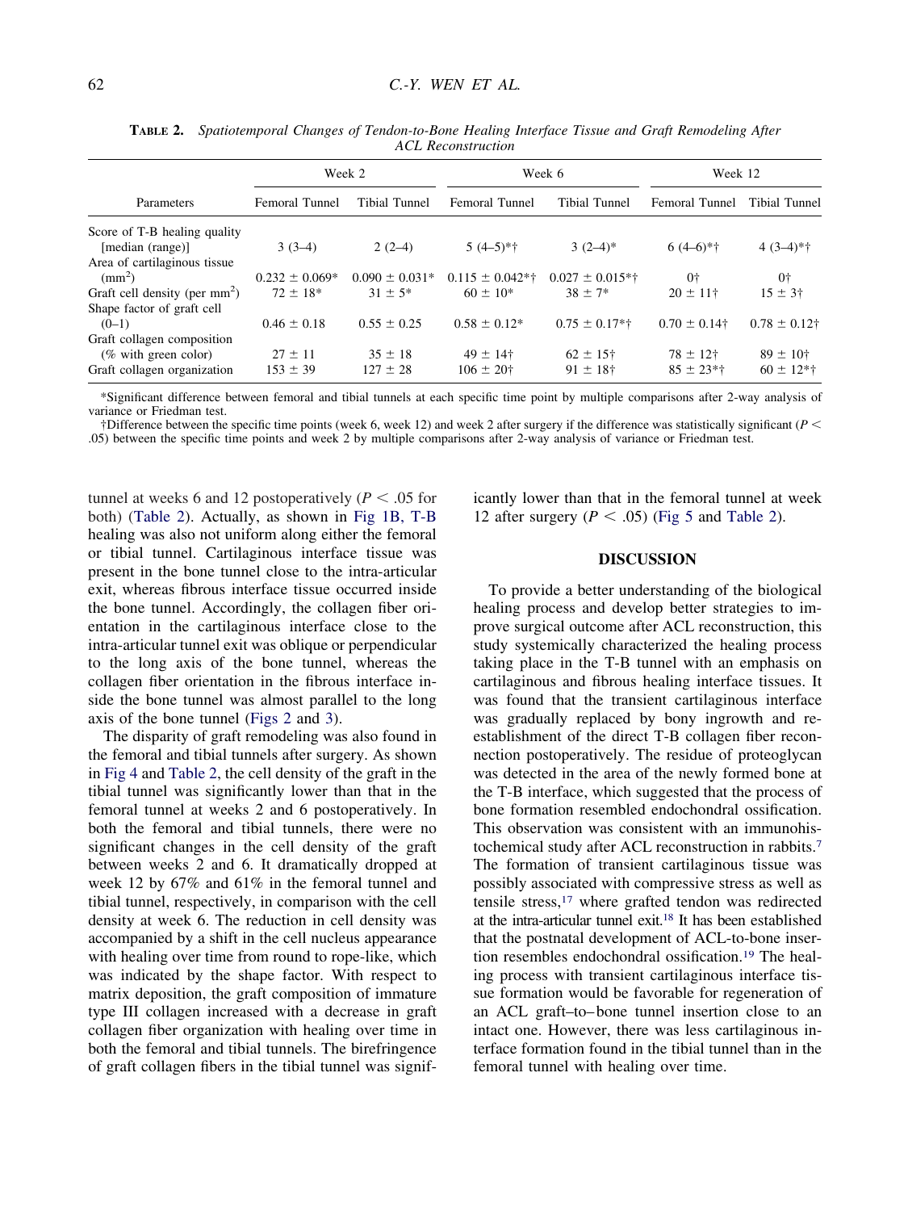**TABLE 2.** *Spatiotemporal Changes of Tendon-to-Bone Healing Interface Tissue and Graft Remodeling After ACL Reconstruction*

| Parameters | Week 2 | | Week 6 | | Week 12 | |
|---|---|---|---|---|---|---|
| | Femoral Tunnel | Tibial Tunnel | Femoral Tunnel | Tibial Tunnel | Femoral Tunnel | Tibial Tunnel |
| Score of T-B healing quality [median (range)] | 3 (3–4) | 2 (2–4) | 5 (4–5)*† | 3 (2–4)* | 6 (4–6)*† | 4 (3–4)*† |
| Area of cartilaginous tissue ($mm^2$) | 0.232 ± 0.069* | 0.090 ± 0.031* | 0.115 ± 0.042*† | 0.027 ± 0.015*† | 0† | 0† |
| Graft cell density (per $mm^2$) | 72 ± 18* | 31 ± 5* | 60 ± 10* | 38 ± 7* | 20 ± 11† | 15 ± 3† |
| Shape factor of graft cell (0–1) | 0.46 ± 0.18 | 0.55 ± 0.25 | 0.58 ± 0.12* | 0.75 ± 0.17*† | 0.70 ± 0.14† | 0.78 ± 0.12† |
| Graft collagen composition (% with green color) | 27 ± 11 | 35 ± 18 | 49 ± 14† | 62 ± 15† | 78 ± 12† | 89 ± 10† |
| Graft collagen organization | 153 ± 39 | 127 ± 28 | 106 ± 20† | 91 ± 18† | 85 ± 23*† | 60 ± 12*† |

*Significant difference between femoral and tibial tunnels at each specific time point by multiple comparisons after 2-way analysis of variance or Friedman test.

†Difference between the specific time points (week 6, week 12) and week 2 after surgery if the difference was statistically significant ($P < .05$) between the specific time points and week 2 by multiple comparisons after 2-way analysis of variance or Friedman test.

tunnel at weeks 6 and 12 postoperatively ($P < .05$ for both) (Table 2). Actually, as shown in Fig 1B, T-B healing was also not uniform along either the femoral or tibial tunnel. Cartilaginous interface tissue was present in the bone tunnel close to the intra-articular exit, whereas fibrous interface tissue occurred inside the bone tunnel. Accordingly, the collagen fiber orientation in the cartilaginous interface close to the intra-articular tunnel exit was oblique or perpendicular to the long axis of the bone tunnel, whereas the collagen fiber orientation in the fibrous interface inside the bone tunnel was almost parallel to the long axis of the bone tunnel (Figs 2 and 3).

The disparity of graft remodeling was also found in the femoral and tibial tunnels after surgery. As shown in Fig 4 and Table 2, the cell density of the graft in the tibial tunnel was significantly lower than that in the femoral tunnel at weeks 2 and 6 postoperatively. In both the femoral and tibial tunnels, there were no significant changes in the cell density of the graft between weeks 2 and 6. It dramatically dropped at week 12 by 67% and 61% in the femoral tunnel and tibial tunnel, respectively, in comparison with the cell density at week 6. The reduction in cell density was accompanied by a shift in the cell nucleus appearance with healing over time from round to rope-like, which was indicated by the shape factor. With respect to matrix deposition, the graft composition of immature type III collagen increased with a decrease in graft collagen fiber organization with healing over time in both the femoral and tibial tunnels. The birefringence of graft collagen fibers in the tibial tunnel was significantly lower than that in the femoral tunnel at week 12 after surgery ($P < .05$) (Fig 5 and Table 2).

## DISCUSSION

To provide a better understanding of the biological healing process and develop better strategies to improve surgical outcome after ACL reconstruction, this study systemically characterized the healing process taking place in the T-B tunnel with an emphasis on cartilaginous and fibrous healing interface tissues. It was found that the transient cartilaginous interface was gradually replaced by bony ingrowth and reestablishment of the direct T-B collagen fiber reconnection postoperatively. The residue of proteoglycan was detected in the area of the newly formed bone at the T-B interface, which suggested that the process of bone formation resembled endochondral ossification. This observation was consistent with an immunohistochemical study after ACL reconstruction in rabbits.[7] The formation of transient cartilaginous tissue was possibly associated with compressive stress as well as tensile stress,[17] where grafted tendon was redirected at the intra-articular tunnel exit.[18] It has been established that the postnatal development of ACL-to-bone insertion resembles endochondral ossification.[19] The healing process with transient cartilaginous interface tissue formation would be favorable for regeneration of an ACL graft–to–bone tunnel insertion close to an intact one. However, there was less cartilaginous interface formation found in the tibial tunnel than in the femoral tunnel with healing over time.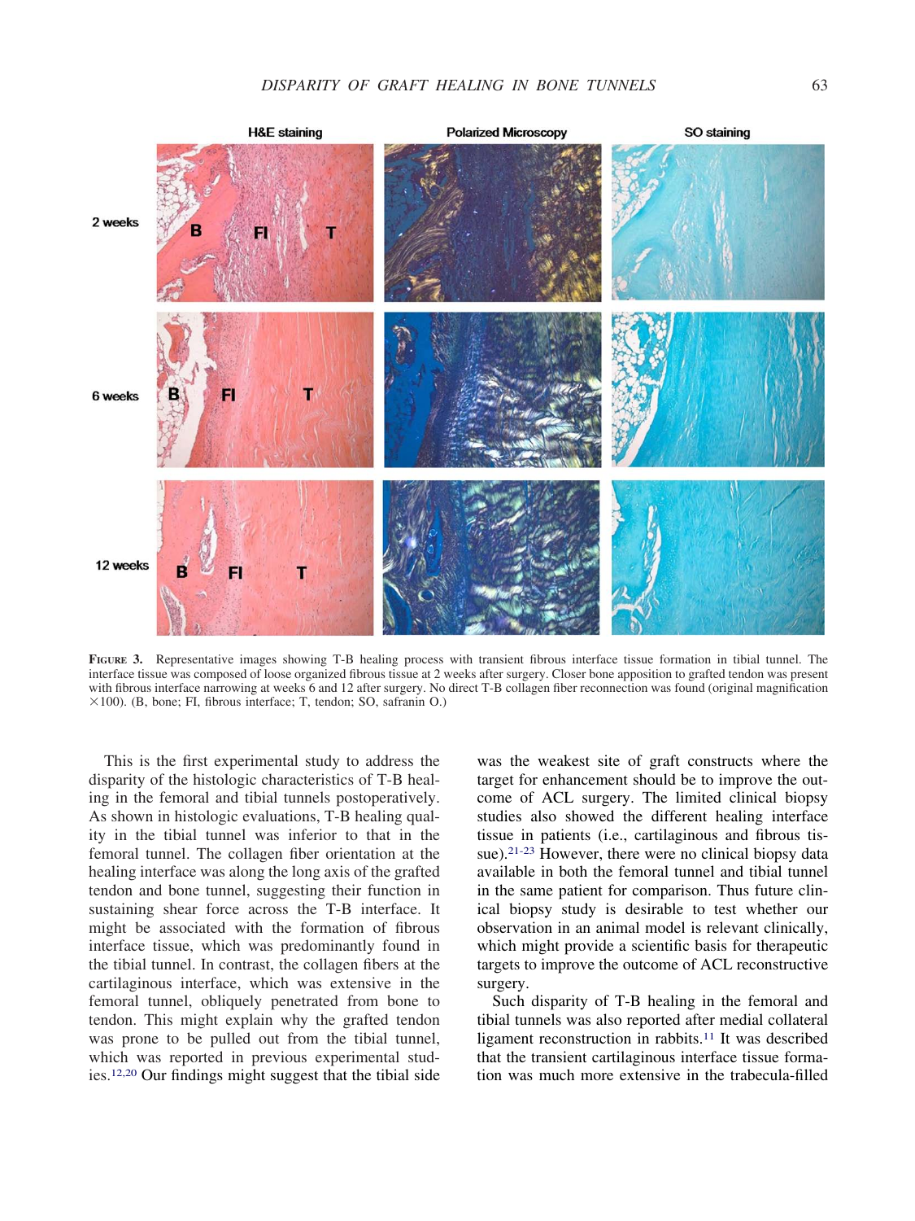FIGURE 3. Representative images showing T-B healing process with transient fibrous interface tissue formation in tibial tunnel. The interface tissue was composed of loose organized fibrous tissue at 2 weeks after surgery. Closer bone apposition to grafted tendon was present with fibrous interface narrowing at weeks 6 and 12 after surgery. No direct T-B collagen fiber reconnection was found (original magnification ×100). (B, bone; FI, fibrous interface; T, tendon; SO, safranin O.)

This is the first experimental study to address the disparity of the histologic characteristics of T-B healing in the femoral and tibial tunnels postoperatively. As shown in histologic evaluations, T-B healing quality in the tibial tunnel was inferior to that in the femoral tunnel. The collagen fiber orientation at the healing interface was along the long axis of the grafted tendon and bone tunnel, suggesting their function in sustaining shear force across the T-B interface. It might be associated with the formation of fibrous interface tissue, which was predominantly found in the tibial tunnel. In contrast, the collagen fibers at the cartilaginous interface, which was extensive in the femoral tunnel, obliquely penetrated from bone to tendon. This might explain why the grafted tendon was prone to be pulled out from the tibial tunnel, which was reported in previous experimental studies.[12,20] Our findings might suggest that the tibial side was the weakest site of graft constructs where the target for enhancement should be to improve the outcome of ACL surgery. The limited clinical biopsy studies also showed the different healing interface tissue in patients (i.e., cartilaginous and fibrous tissue).[21-23] However, there were no clinical biopsy data available in both the femoral tunnel and tibial tunnel in the same patient for comparison. Thus future clinical biopsy study is desirable to test whether our observation in an animal model is relevant clinically, which might provide a scientific basis for therapeutic targets to improve the outcome of ACL reconstructive surgery.

Such disparity of T-B healing in the femoral and tibial tunnels was also reported after medial collateral ligament reconstruction in rabbits.[11] It was described that the transient cartilaginous interface tissue formation was much more extensive in the trabecula-filled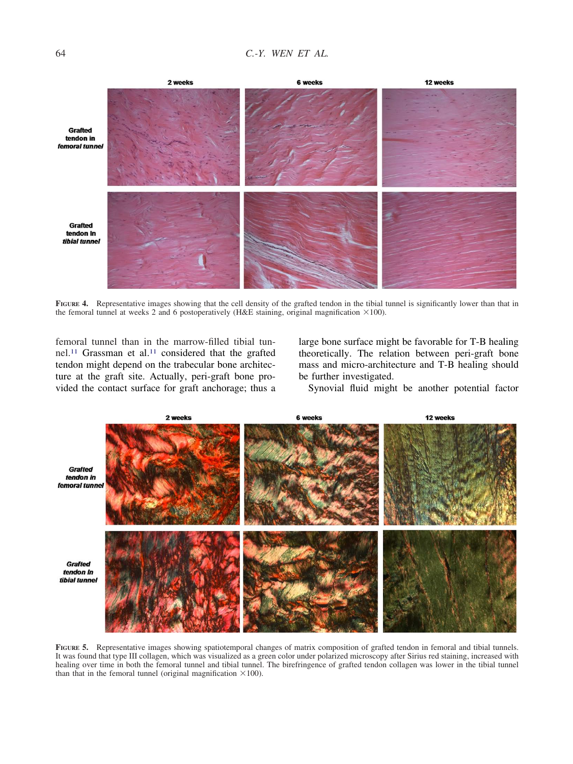FIGURE 4. Representative images showing that the cell density of the grafted tendon in the tibial tunnel is significantly lower than that in the femoral tunnel at weeks 2 and 6 postoperatively (H&E staining, original magnification ×100).

femoral tunnel than in the marrow-filled tibial tunnel.[11] Grassman et al.[11] considered that the grafted tendon might depend on the trabecular bone architecture at the graft site. Actually, peri-graft bone provided the contact surface for graft anchorage; thus a large bone surface might be favorable for T-B healing theoretically. The relation between peri-graft bone mass and micro-architecture and T-B healing should be further investigated.

Synovial fluid might be another potential factor

FIGURE 5. Representative images showing spatiotemporal changes of matrix composition of grafted tendon in femoral and tibial tunnels. It was found that type III collagen, which was visualized as a green color under polarized microscopy after Sirius red staining, increased with healing over time in both the femoral tunnel and tibial tunnel. The birefringence of grafted tendon collagen was lower in the tibial tunnel than that in the femoral tunnel (original magnification ×100).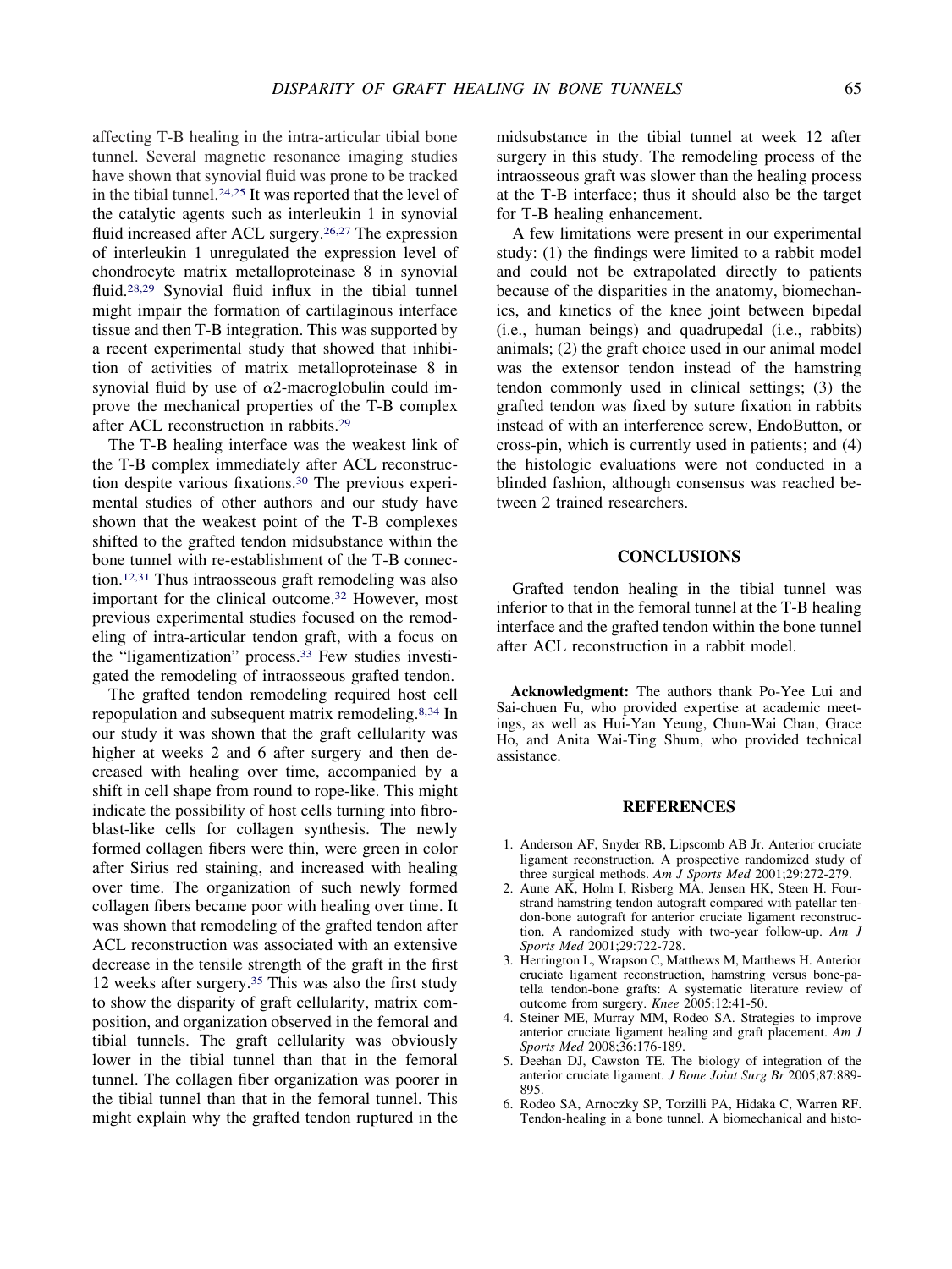affecting T-B healing in the intra-articular tibial bone tunnel. Several magnetic resonance imaging studies have shown that synovial fluid was prone to be tracked in the tibial tunnel.[24,25] It was reported that the level of the catalytic agents such as interleukin 1 in synovial fluid increased after ACL surgery.[26,27] The expression of interleukin 1 unregulated the expression level of chondrocyte matrix metalloproteinase 8 in synovial fluid.[28,29] Synovial fluid influx in the tibial tunnel might impair the formation of cartilaginous interface tissue and then T-B integration. This was supported by a recent experimental study that showed that inhibition of activities of matrix metalloproteinase 8 in synovial fluid by use of $\alpha$2-macroglobulin could improve the mechanical properties of the T-B complex after ACL reconstruction in rabbits.[29]

The T-B healing interface was the weakest link of the T-B complex immediately after ACL reconstruction despite various fixations.[30] The previous experimental studies of other authors and our study have shown that the weakest point of the T-B complexes shifted to the grafted tendon midsubstance within the bone tunnel with re-establishment of the T-B connection.[12,31] Thus intraosseous graft remodeling was also important for the clinical outcome.[32] However, most previous experimental studies focused on the remodeling of intra-articular tendon graft, with a focus on the "ligamentization" process.[33] Few studies investigated the remodeling of intraosseous grafted tendon.

The grafted tendon remodeling required host cell repopulation and subsequent matrix remodeling.[8,34] In our study it was shown that the graft cellularity was higher at weeks 2 and 6 after surgery and then decreased with healing over time, accompanied by a shift in cell shape from round to rope-like. This might indicate the possibility of host cells turning into fibroblast-like cells for collagen synthesis. The newly formed collagen fibers were thin, were green in color after Sirius red staining, and increased with healing over time. The organization of such newly formed collagen fibers became poor with healing over time. It was shown that remodeling of the grafted tendon after ACL reconstruction was associated with an extensive decrease in the tensile strength of the graft in the first 12 weeks after surgery.[35] This was also the first study to show the disparity of graft cellularity, matrix composition, and organization observed in the femoral and tibial tunnels. The graft cellularity was obviously lower in the tibial tunnel than that in the femoral tunnel. The collagen fiber organization was poorer in the tibial tunnel than that in the femoral tunnel. This might explain why the grafted tendon ruptured in the midsubstance in the tibial tunnel at week 12 after surgery in this study. The remodeling process of the intraosseous graft was slower than the healing process at the T-B interface; thus it should also be the target for T-B healing enhancement.

A few limitations were present in our experimental study: (1) the findings were limited to a rabbit model and could not be extrapolated directly to patients because of the disparities in the anatomy, biomechanics, and kinetics of the knee joint between bipedal (i.e., human beings) and quadrupedal (i.e., rabbits) animals; (2) the graft choice used in our animal model was the extensor tendon instead of the hamstring tendon commonly used in clinical settings; (3) the grafted tendon was fixed by suture fixation in rabbits instead of with an interference screw, EndoButton, or cross-pin, which is currently used in patients; and (4) the histologic evaluations were not conducted in a blinded fashion, although consensus was reached between 2 trained researchers.

## CONCLUSIONS

Grafted tendon healing in the tibial tunnel was inferior to that in the femoral tunnel at the T-B healing interface and the grafted tendon within the bone tunnel after ACL reconstruction in a rabbit model.

**Acknowledgment:** The authors thank Po-Yee Lui and Sai-chuen Fu, who provided expertise at academic meetings, as well as Hui-Yan Yeung, Chun-Wai Chan, Grace Ho, and Anita Wai-Ting Shum, who provided technical assistance.

## REFERENCES

1. Anderson AF, Snyder RB, Lipscomb AB Jr. Anterior cruciate ligament reconstruction. A prospective randomized study of three surgical methods. *Am J Sports Med* 2001;29:272-279.
2. Aune AK, Holm I, Risberg MA, Jensen HK, Steen H. Four-strand hamstring tendon autograft compared with patellar tendon-bone autograft for anterior cruciate ligament reconstruction. A randomized study with two-year follow-up. *Am J Sports Med* 2001;29:722-728.
3. Herrington L, Wrapson C, Matthews M, Matthews H. Anterior cruciate ligament reconstruction, hamstring versus bone-patella tendon-bone grafts: A systematic literature review of outcome from surgery. *Knee* 2005;12:41-50.
4. Steiner ME, Murray MM, Rodeo SA. Strategies to improve anterior cruciate ligament healing and graft placement. *Am J Sports Med* 2008;36:176-189.
5. Deehan DJ, Cawston TE. The biology of integration of the anterior cruciate ligament. *J Bone Joint Surg Br* 2005;87:889-895.
6. Rodeo SA, Arnoczky SP, Torzilli PA, Hidaka C, Warren RF. Tendon-healing in a bone tunnel. A biomechanical and histo-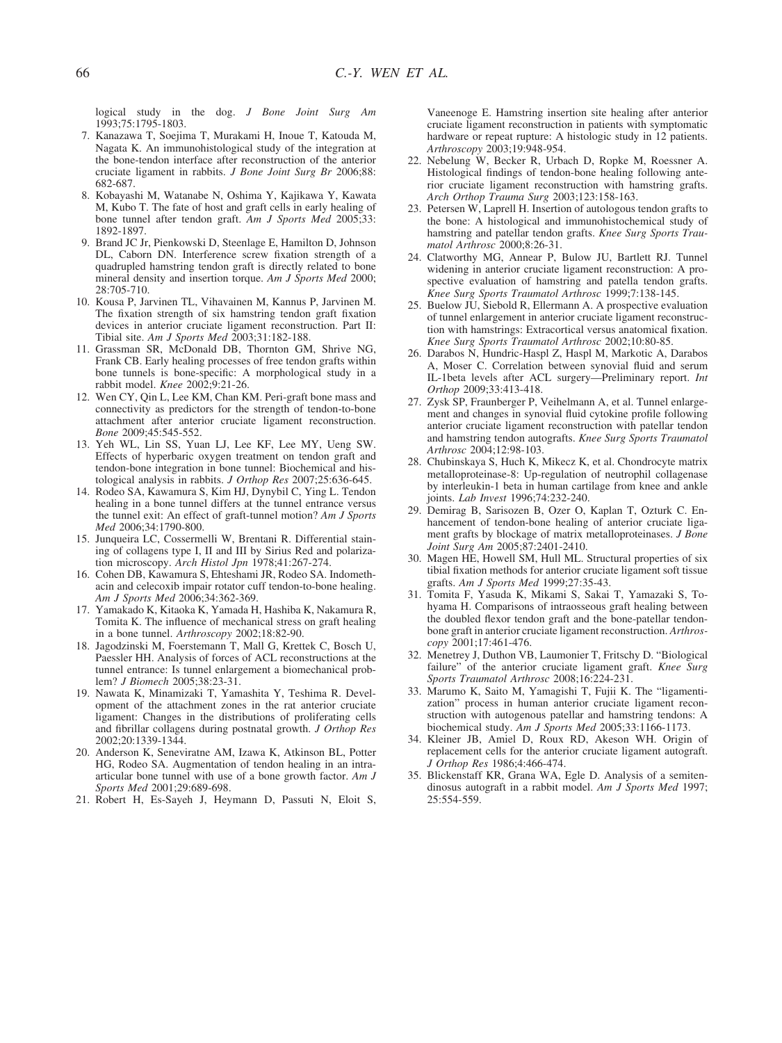logical study in the dog. *J Bone Joint Surg Am* 1993;75:1795-1803.

7. Kanazawa T, Soejima T, Murakami H, Inoue T, Katouda M, Nagata K. An immunohistological study of the integration at the bone-tendon interface after reconstruction of the anterior cruciate ligament in rabbits. *J Bone Joint Surg Br* 2006;88: 682-687.
8. Kobayashi M, Watanabe N, Oshima Y, Kajikawa Y, Kawata M, Kubo T. The fate of host and graft cells in early healing of bone tunnel after tendon graft. *Am J Sports Med* 2005;33: 1892-1897.
9. Brand JC Jr, Pienkowski D, Steenlage E, Hamilton D, Johnson DL, Caborn DN. Interference screw fixation strength of a quadrupled hamstring tendon graft is directly related to bone mineral density and insertion torque. *Am J Sports Med* 2000; 28:705-710.
10. Kousa P, Jarvinen TL, Vihavainen M, Kannus P, Jarvinen M. The fixation strength of six hamstring tendon graft fixation devices in anterior cruciate ligament reconstruction. Part II: Tibial site. *Am J Sports Med* 2003;31:182-188.
11. Grassman SR, McDonald DB, Thornton GM, Shrive NG, Frank CB. Early healing processes of free tendon grafts within bone tunnels is bone-specific: A morphological study in a rabbit model. *Knee* 2002;9:21-26.
12. Wen CY, Qin L, Lee KM, Chan KM. Peri-graft bone mass and connectivity as predictors for the strength of tendon-to-bone attachment after anterior cruciate ligament reconstruction. *Bone* 2009;45:545-552.
13. Yeh WL, Lin SS, Yuan LJ, Lee KF, Lee MY, Ueng SW. Effects of hyperbaric oxygen treatment on tendon graft and tendon-bone integration in bone tunnel: Biochemical and histological analysis in rabbits. *J Orthop Res* 2007;25:636-645.
14. Rodeo SA, Kawamura S, Kim HJ, Dynybil C, Ying L. Tendon healing in a bone tunnel differs at the tunnel entrance versus the tunnel exit: An effect of graft-tunnel motion? *Am J Sports Med* 2006;34:1790-800.
15. Junqueira LC, Cossermelli W, Brentani R. Differential staining of collagens type I, II and III by Sirius Red and polarization microscopy. *Arch Histol Jpn* 1978;41:267-274.
16. Cohen DB, Kawamura S, Ehteshami JR, Rodeo SA. Indomethacin and celecoxib impair rotator cuff tendon-to-bone healing. *Am J Sports Med* 2006;34:362-369.
17. Yamakado K, Kitaoka K, Yamada H, Hashiba K, Nakamura R, Tomita K. The influence of mechanical stress on graft healing in a bone tunnel. *Arthroscopy* 2002;18:82-90.
18. Jagodzinski M, Foerstemann T, Mall G, Krettek C, Bosch U, Paessler HH. Analysis of forces of ACL reconstructions at the tunnel entrance: Is tunnel enlargement a biomechanical problem? *J Biomech* 2005;38:23-31.
19. Nawata K, Minamizaki T, Yamashita Y, Teshima R. Development of the attachment zones in the rat anterior cruciate ligament: Changes in the distributions of proliferating cells and fibrillar collagens during postnatal growth. *J Orthop Res* 2002;20:1339-1344.
20. Anderson K, Seneviratne AM, Izawa K, Atkinson BL, Potter HG, Rodeo SA. Augmentation of tendon healing in an intraarticular bone tunnel with use of a bone growth factor. *Am J Sports Med* 2001;29:689-698.
21. Robert H, Es-Sayeh J, Heymann D, Passuti N, Eloit S, Vaneenoge E. Hamstring insertion site healing after anterior cruciate ligament reconstruction in patients with symptomatic hardware or repeat rupture: A histologic study in 12 patients. *Arthroscopy* 2003;19:948-954.
22. Nebelung W, Becker R, Urbach D, Ropke M, Roessner A. Histological findings of tendon-bone healing following anterior cruciate ligament reconstruction with hamstring grafts. *Arch Orthop Trauma Surg* 2003;123:158-163.
23. Petersen W, Laprell H. Insertion of autologous tendon grafts to the bone: A histological and immunohistochemical study of hamstring and patellar tendon grafts. *Knee Surg Sports Traumatol Arthrosc* 2000;8:26-31.
24. Clatworthy MG, Annear P, Bulow JU, Bartlett RJ. Tunnel widening in anterior cruciate ligament reconstruction: A prospective evaluation of hamstring and patella tendon grafts. *Knee Surg Sports Traumatol Arthrosc* 1999;7:138-145.
25. Buelow JU, Siebold R, Ellermann A. A prospective evaluation of tunnel enlargement in anterior cruciate ligament reconstruction with hamstrings: Extracortical versus anatomical fixation. *Knee Surg Sports Traumatol Arthrosc* 2002;10:80-85.
26. Darabos N, Hundric-Haspl Z, Haspl M, Markotic A, Darabos A, Moser C. Correlation between synovial fluid and serum IL-1beta levels after ACL surgery—Preliminary report. *Int Orthop* 2009;33:413-418.
27. Zysk SP, Fraunberger P, Veihelmann A, et al. Tunnel enlargement and changes in synovial fluid cytokine profile following anterior cruciate ligament reconstruction with patellar tendon and hamstring tendon autografts. *Knee Surg Sports Traumatol Arthrosc* 2004;12:98-103.
28. Chubinskaya S, Huch K, Mikecz K, et al. Chondrocyte matrix metalloproteinase-8: Up-regulation of neutrophil collagenase by interleukin-1 beta in human cartilage from knee and ankle joints. *Lab Invest* 1996;74:232-240.
29. Demirag B, Sarisozen B, Ozer O, Kaplan T, Ozturk C. Enhancement of tendon-bone healing of anterior cruciate ligament grafts by blockage of matrix metalloproteinases. *J Bone Joint Surg Am* 2005;87:2401-2410.
30. Magen HE, Howell SM, Hull ML. Structural properties of six tibial fixation methods for anterior cruciate ligament soft tissue grafts. *Am J Sports Med* 1999;27:35-43.
31. Tomita F, Yasuda K, Mikami S, Sakai T, Yamazaki S, Tohyama H. Comparisons of intraosseous graft healing between the doubled flexor tendon graft and the bone-patellar tendon-bone graft in anterior cruciate ligament reconstruction. *Arthroscopy* 2001;17:461-476.
32. Menetrey J, Duthon VB, Laumonier T, Fritschy D. "Biological failure" of the anterior cruciate ligament graft. *Knee Surg Sports Traumatol Arthrosc* 2008;16:224-231.
33. Marumo K, Saito M, Yamagishi T, Fujii K. The "ligamentization" process in human anterior cruciate ligament reconstruction with autogenous patellar and hamstring tendons: A biochemical study. *Am J Sports Med* 2005;33:1166-1173.
34. Kleiner JB, Amiel D, Roux RD, Akeson WH. Origin of replacement cells for the anterior cruciate ligament autograft. *J Orthop Res* 1986;4:466-474.
35. Blickenstaff KR, Grana WA, Egle D. Analysis of a semitendinosus autograft in a rabbit model. *Am J Sports Med* 1997; 25:554-559.